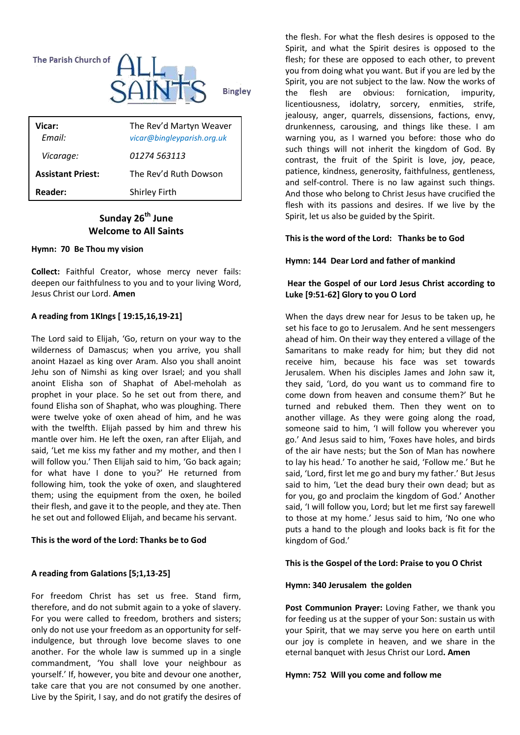The Parish Church of **ALL SAINTS** Bingley

| **Vicar:** | The Rev'd Martyn Weaver |
|---|---|
| *Email:* | *vicar@bingleyparish.org.uk* |
| *Vicarage:* | *01274 563113* |
| **Assistant Priest:** | The Rev'd Ruth Dowson |
| **Reader:** | Shirley Firth |

## Sunday 26th June
## Welcome to All Saints

**Hymn: 70 Be Thou my vision**

**Collect:** Faithful Creator, whose mercy never fails: deepen our faithfulness to you and to your living Word, Jesus Christ our Lord. **Amen**

**A reading from 1KIngs [ 19:15,16,19-21]**

The Lord said to Elijah, 'Go, return on your way to the wilderness of Damascus; when you arrive, you shall anoint Hazael as king over Aram. Also you shall anoint Jehu son of Nimshi as king over Israel; and you shall anoint Elisha son of Shaphat of Abel-meholah as prophet in your place. So he set out from there, and found Elisha son of Shaphat, who was ploughing. There were twelve yoke of oxen ahead of him, and he was with the twelfth. Elijah passed by him and threw his mantle over him. He left the oxen, ran after Elijah, and said, 'Let me kiss my father and my mother, and then I will follow you.' Then Elijah said to him, 'Go back again; for what have I done to you?' He returned from following him, took the yoke of oxen, and slaughtered them; using the equipment from the oxen, he boiled their flesh, and gave it to the people, and they ate. Then he set out and followed Elijah, and became his servant.

**This is the word of the Lord: Thanks be to God**

**A reading from Galations [5;1,13-25]**

For freedom Christ has set us free. Stand firm, therefore, and do not submit again to a yoke of slavery. For you were called to freedom, brothers and sisters; only do not use your freedom as an opportunity for self-indulgence, but through love become slaves to one another. For the whole law is summed up in a single commandment, 'You shall love your neighbour as yourself.' If, however, you bite and devour one another, take care that you are not consumed by one another. Live by the Spirit, I say, and do not gratify the desires of the flesh. For what the flesh desires is opposed to the Spirit, and what the Spirit desires is opposed to the flesh; for these are opposed to each other, to prevent you from doing what you want. But if you are led by the Spirit, you are not subject to the law. Now the works of the flesh are obvious: fornication, impurity, licentiousness, idolatry, sorcery, enmities, strife, jealousy, anger, quarrels, dissensions, factions, envy, drunkenness, carousing, and things like these. I am warning you, as I warned you before: those who do such things will not inherit the kingdom of God. By contrast, the fruit of the Spirit is love, joy, peace, patience, kindness, generosity, faithfulness, gentleness, and self-control. There is no law against such things. And those who belong to Christ Jesus have crucified the flesh with its passions and desires. If we live by the Spirit, let us also be guided by the Spirit.

**This is the word of the Lord: Thanks be to God**

**Hymn: 144 Dear Lord and father of mankind**

**Hear the Gospel of our Lord Jesus Christ according to Luke [9:51-62] Glory to you O Lord**

When the days drew near for Jesus to be taken up, he set his face to go to Jerusalem. And he sent messengers ahead of him. On their way they entered a village of the Samaritans to make ready for him; but they did not receive him, because his face was set towards Jerusalem. When his disciples James and John saw it, they said, 'Lord, do you want us to command fire to come down from heaven and consume them?' But he turned and rebuked them. Then they went on to another village. As they were going along the road, someone said to him, 'I will follow you wherever you go.' And Jesus said to him, 'Foxes have holes, and birds of the air have nests; but the Son of Man has nowhere to lay his head.' To another he said, 'Follow me.' But he said, 'Lord, first let me go and bury my father.' But Jesus said to him, 'Let the dead bury their own dead; but as for you, go and proclaim the kingdom of God.' Another said, 'I will follow you, Lord; but let me first say farewell to those at my home.' Jesus said to him, 'No one who puts a hand to the plough and looks back is fit for the kingdom of God.'

**This is the Gospel of the Lord: Praise to you O Christ**

**Hymn: 340 Jerusalem the golden**

**Post Communion Prayer:** Loving Father, we thank you for feeding us at the supper of your Son: sustain us with your Spirit, that we may serve you here on earth until our joy is complete in heaven, and we share in the eternal banquet with Jesus Christ our Lord**. Amen**

**Hymn: 752 Will you come and follow me**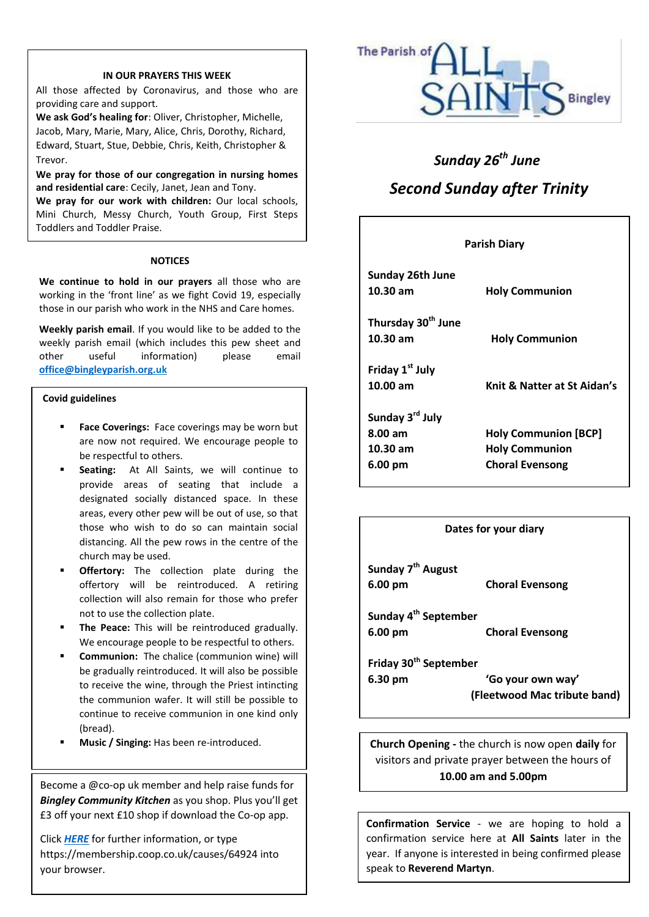### IN OUR PRAYERS THIS WEEK

All those affected by Coronavirus, and those who are providing care and support.

**We ask God's healing for**: Oliver, Christopher, Michelle, Jacob, Mary, Marie, Mary, Alice, Chris, Dorothy, Richard, Edward, Stuart, Stue, Debbie, Chris, Keith, Christopher & Trevor.

**We pray for those of our congregation in nursing homes and residential care**: Cecily, Janet, Jean and Tony.

**We pray for our work with children:** Our local schools, Mini Church, Messy Church, Youth Group, First Steps Toddlers and Toddler Praise.

### NOTICES

**We continue to hold in our prayers** all those who are working in the 'front line' as we fight Covid 19, especially those in our parish who work in the NHS and Care homes.

**Weekly parish email**. If you would like to be added to the weekly parish email (which includes this pew sheet and other useful information) please email **office@bingleyparish.org.uk**

**Covid guidelines**

- **Face Coverings:** Face coverings may be worn but are now not required. We encourage people to be respectful to others.
- **Seating:** At All Saints, we will continue to provide areas of seating that include a designated socially distanced space. In these areas, every other pew will be out of use, so that those who wish to do so can maintain social distancing. All the pew rows in the centre of the church may be used.
- **Offertory:** The collection plate during the offertory will be reintroduced. A retiring collection will also remain for those who prefer not to use the collection plate.
- **The Peace:** This will be reintroduced gradually. We encourage people to be respectful to others.
- **Communion:** The chalice (communion wine) will be gradually reintroduced. It will also be possible to receive the wine, through the Priest intincting the communion wafer. It will still be possible to continue to receive communion in one kind only (bread).
- **Music / Singing:** Has been re-introduced.

Become a @co-op uk member and help raise funds for ***Bingley Community Kitchen*** as you shop. Plus you'll get £3 off your next £10 shop if download the Co-op app.

Click ***HERE*** for further information, or type https://membership.coop.co.uk/causes/64924 into your browser.

The Parish of ALL SAINTS Bingley

## *Sunday 26th June*

## *Second Sunday after Trinity*

**Parish Diary**

| | |
|---|---|
| **Sunday 26th June** | |
| **10.30 am** | **Holy Communion** |
| **Thursday 30th June** | |
| **10.30 am** | **Holy Communion** |
| **Friday 1st July** | |
| **10.00 am** | **Knit & Natter at St Aidan's** |
| **Sunday 3rd July** | |
| **8.00 am** | **Holy Communion [BCP]** |
| **10.30 am** | **Holy Communion** |
| **6.00 pm** | **Choral Evensong** |

**Dates for your diary**

| | |
|---|---|
| **Sunday 7th August** | |
| **6.00 pm** | **Choral Evensong** |
| **Sunday 4th September** | |
| **6.00 pm** | **Choral Evensong** |
| **Friday 30th September** | |
| **6.30 pm** | **'Go your own way' (Fleetwood Mac tribute band)** |

**Church Opening -** the church is now open **daily** for visitors and private prayer between the hours of **10.00 am and 5.00pm**

**Confirmation Service** - we are hoping to hold a confirmation service here at **All Saints** later in the year. If anyone is interested in being confirmed please speak to **Reverend Martyn**.